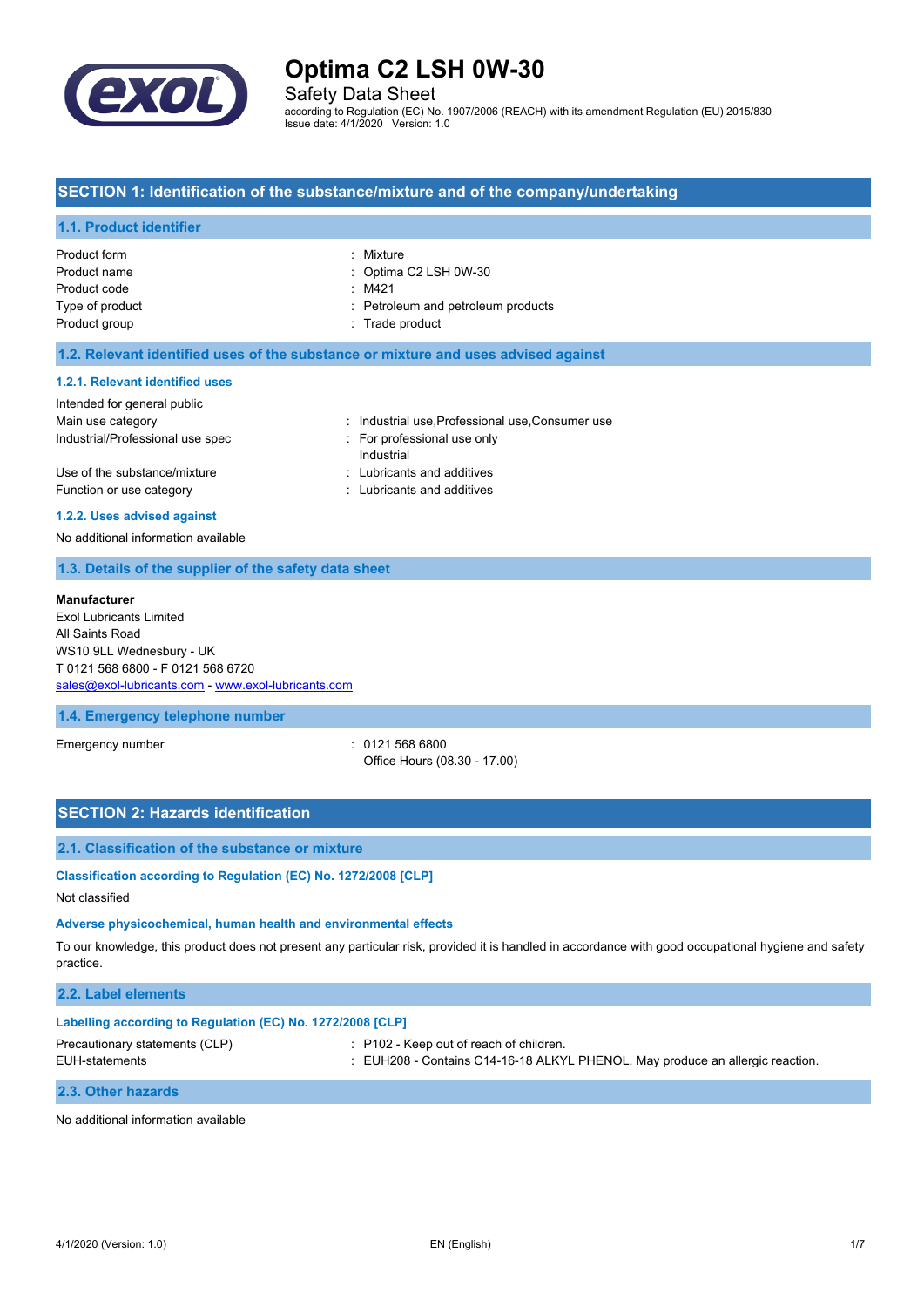# Optima C2 LSH 0W-30

Safety Data Sheet

according to Regulation (EC) No. 1907/2006 (REACH) with its amendment Regulation (EU) 2015/830
Issue date: 4/1/2020 Version: 1.0

## SECTION 1: Identification of the substance/mixture and of the company/undertaking

### 1.1. Product identifier

| | |
|---|---|
| Product form | : Mixture |
| Product name | : Optima C2 LSH 0W-30 |
| Product code | : M421 |
| Type of product | : Petroleum and petroleum products |
| Product group | : Trade product |

### 1.2. Relevant identified uses of the substance or mixture and uses advised against

#### 1.2.1. Relevant identified uses

Intended for general public

| | |
|---|---|
| Main use category | : Industrial use,Professional use,Consumer use |
| Industrial/Professional use spec | : For professional use only<br>Industrial |
| Use of the substance/mixture | : Lubricants and additives |
| Function or use category | : Lubricants and additives |

#### 1.2.2. Uses advised against

No additional information available

### 1.3. Details of the supplier of the safety data sheet

**Manufacturer**
Exol Lubricants Limited
All Saints Road
WS10 9LL Wednesbury - UK
T 0121 568 6800 - F 0121 568 6720
sales@exol-lubricants.com - www.exol-lubricants.com

### 1.4. Emergency telephone number

| | |
|---|---|
| Emergency number | : 0121 568 6800<br>Office Hours (08.30 - 17.00) |

## SECTION 2: Hazards identification

### 2.1. Classification of the substance or mixture

#### Classification according to Regulation (EC) No. 1272/2008 [CLP]

Not classified

#### Adverse physicochemical, human health and environmental effects

To our knowledge, this product does not present any particular risk, provided it is handled in accordance with good occupational hygiene and safety practice.

### 2.2. Label elements

#### Labelling according to Regulation (EC) No. 1272/2008 [CLP]

| | |
|---|---|
| Precautionary statements (CLP) | : P102 - Keep out of reach of children. |
| EUH-statements | : EUH208 - Contains C14-16-18 ALKYL PHENOL. May produce an allergic reaction. |

### 2.3. Other hazards

No additional information available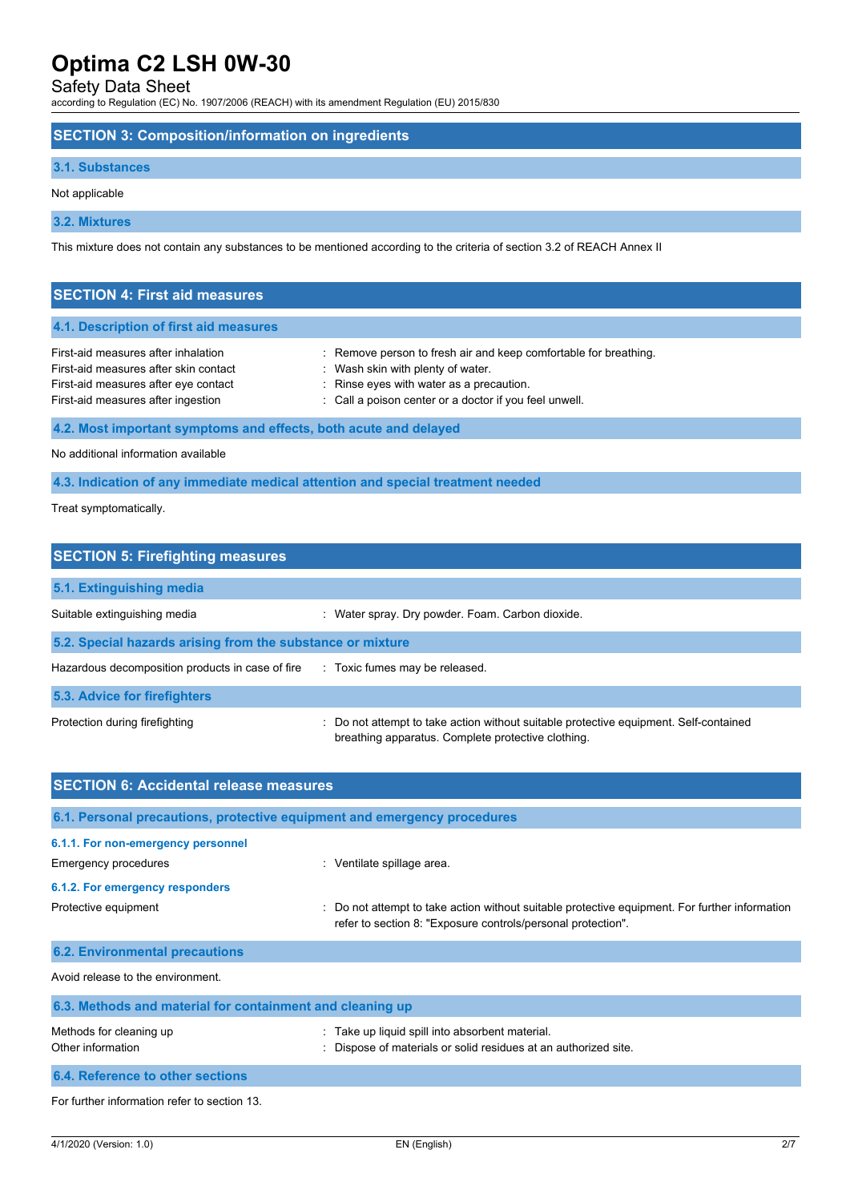## SECTION 3: Composition/information on ingredients

### 3.1. Substances

Not applicable

### 3.2. Mixtures

This mixture does not contain any substances to be mentioned according to the criteria of section 3.2 of REACH Annex II

## SECTION 4: First aid measures

### 4.1. Description of first aid measures

| | |
|---|---|
| First-aid measures after inhalation | : Remove person to fresh air and keep comfortable for breathing. |
| First-aid measures after skin contact | : Wash skin with plenty of water. |
| First-aid measures after eye contact | : Rinse eyes with water as a precaution. |
| First-aid measures after ingestion | : Call a poison center or a doctor if you feel unwell. |

### 4.2. Most important symptoms and effects, both acute and delayed

No additional information available

### 4.3. Indication of any immediate medical attention and special treatment needed

Treat symptomatically.

## SECTION 5: Firefighting measures

### 5.1. Extinguishing media

| | |
|---|---|
| Suitable extinguishing media | : Water spray. Dry powder. Foam. Carbon dioxide. |

### 5.2. Special hazards arising from the substance or mixture

| | |
|---|---|
| Hazardous decomposition products in case of fire | : Toxic fumes may be released. |

### 5.3. Advice for firefighters

| | |
|---|---|
| Protection during firefighting | : Do not attempt to take action without suitable protective equipment. Self-contained breathing apparatus. Complete protective clothing. |

## SECTION 6: Accidental release measures

### 6.1. Personal precautions, protective equipment and emergency procedures

#### 6.1.1. For non-emergency personnel

| | |
|---|---|
| Emergency procedures | : Ventilate spillage area. |

#### 6.1.2. For emergency responders

| | |
|---|---|
| Protective equipment | : Do not attempt to take action without suitable protective equipment. For further information refer to section 8: "Exposure controls/personal protection". |

### 6.2. Environmental precautions

Avoid release to the environment.

### 6.3. Methods and material for containment and cleaning up

| | |
|---|---|
| Methods for cleaning up | : Take up liquid spill into absorbent material. |
| Other information | : Dispose of materials or solid residues at an authorized site. |

### 6.4. Reference to other sections

For further information refer to section 13.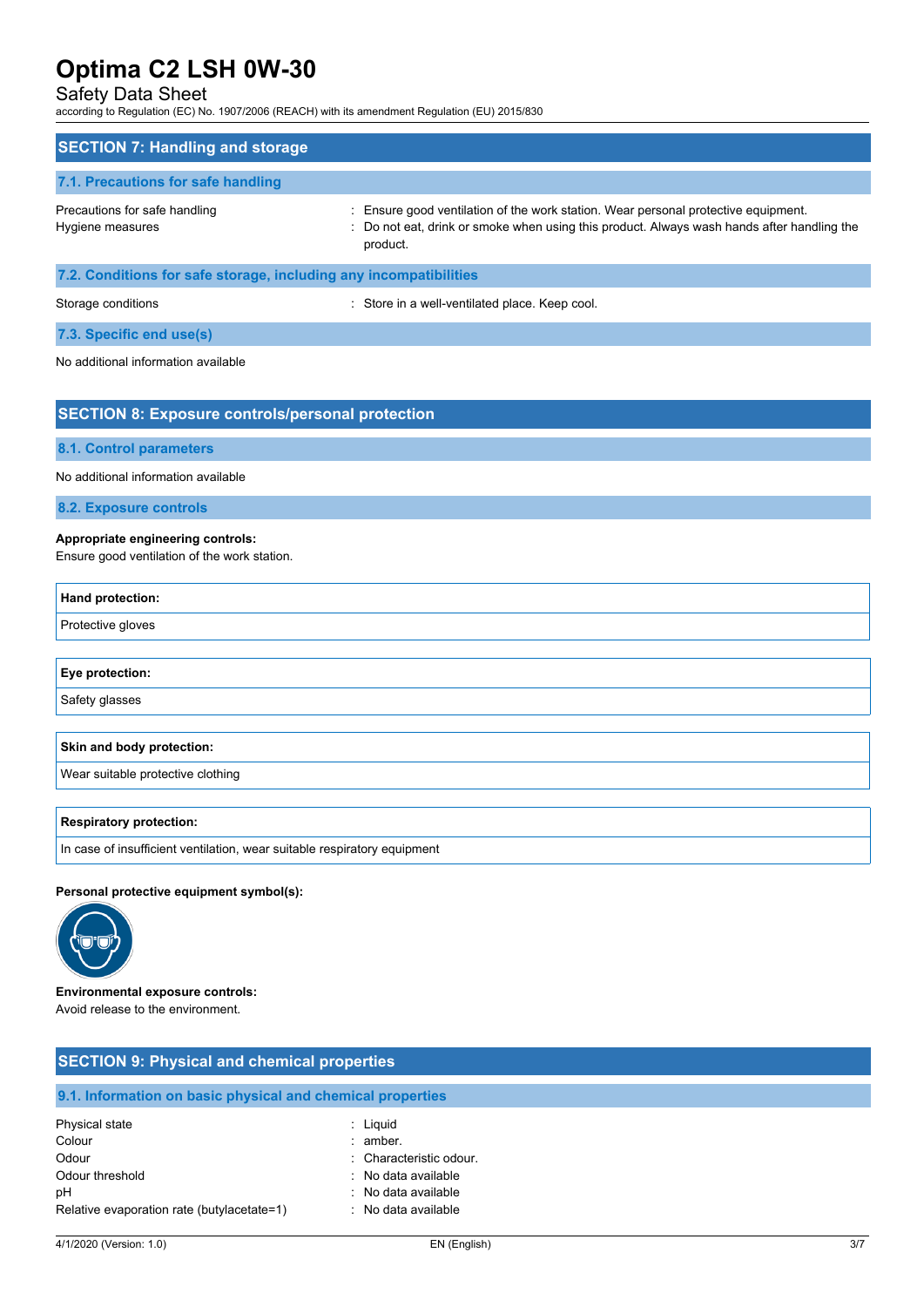## SECTION 7: Handling and storage

### 7.1. Precautions for safe handling

| | |
|---|---|
| Precautions for safe handling | : Ensure good ventilation of the work station. Wear personal protective equipment. |
| Hygiene measures | : Do not eat, drink or smoke when using this product. Always wash hands after handling the product. |

### 7.2. Conditions for safe storage, including any incompatibilities

| | |
|---|---|
| Storage conditions | : Store in a well-ventilated place. Keep cool. |

### 7.3. Specific end use(s)

No additional information available

## SECTION 8: Exposure controls/personal protection

### 8.1. Control parameters

No additional information available

### 8.2. Exposure controls

**Appropriate engineering controls:**
Ensure good ventilation of the work station.

| Hand protection: |
|---|
| Protective gloves |

| Eye protection: |
|---|
| Safety glasses |

| Skin and body protection: |
|---|
| Wear suitable protective clothing |

| Respiratory protection: |
|---|
| In case of insufficient ventilation, wear suitable respiratory equipment |

**Personal protective equipment symbol(s):**

**Environmental exposure controls:**
Avoid release to the environment.

## SECTION 9: Physical and chemical properties

### 9.1. Information on basic physical and chemical properties

| | |
|---|---|
| Physical state | : Liquid |
| Colour | : amber. |
| Odour | : Characteristic odour. |
| Odour threshold | : No data available |
| pH | : No data available |
| Relative evaporation rate (butylacetate=1) | : No data available |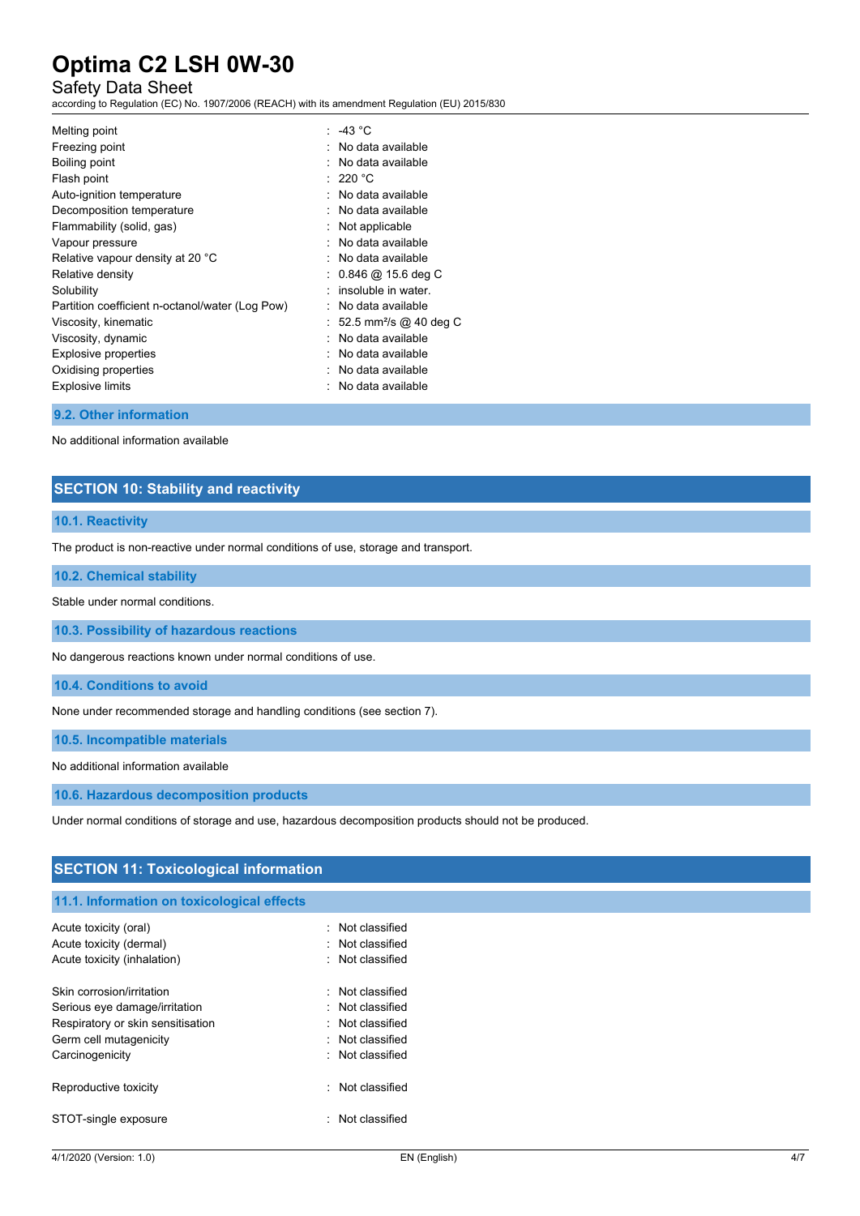| Property | Value |
|---|---|
| Melting point | : -43 °C |
| Freezing point | : No data available |
| Boiling point | : No data available |
| Flash point | : 220 °C |
| Auto-ignition temperature | : No data available |
| Decomposition temperature | : No data available |
| Flammability (solid, gas) | : Not applicable |
| Vapour pressure | : No data available |
| Relative vapour density at 20 °C | : No data available |
| Relative density | : 0.846 @ 15.6 deg C |
| Solubility | : insoluble in water. |
| Partition coefficient n-octanol/water (Log Pow) | : No data available |
| Viscosity, kinematic | : 52.5 $mm^2/s$ @ 40 deg C |
| Viscosity, dynamic | : No data available |
| Explosive properties | : No data available |
| Oxidising properties | : No data available |
| Explosive limits | : No data available |

### 9.2. Other information

No additional information available

## SECTION 10: Stability and reactivity

### 10.1. Reactivity

The product is non-reactive under normal conditions of use, storage and transport.

### 10.2. Chemical stability

Stable under normal conditions.

### 10.3. Possibility of hazardous reactions

No dangerous reactions known under normal conditions of use.

### 10.4. Conditions to avoid

None under recommended storage and handling conditions (see section 7).

### 10.5. Incompatible materials

No additional information available

### 10.6. Hazardous decomposition products

Under normal conditions of storage and use, hazardous decomposition products should not be produced.

## SECTION 11: Toxicological information

### 11.1. Information on toxicological effects

| Effect | Classification |
|---|---|
| Acute toxicity (oral) | : Not classified |
| Acute toxicity (dermal) | : Not classified |
| Acute toxicity (inhalation) | : Not classified |
| Skin corrosion/irritation | : Not classified |
| Serious eye damage/irritation | : Not classified |
| Respiratory or skin sensitisation | : Not classified |
| Germ cell mutagenicity | : Not classified |
| Carcinogenicity | : Not classified |
| Reproductive toxicity | : Not classified |
| STOT-single exposure | : Not classified |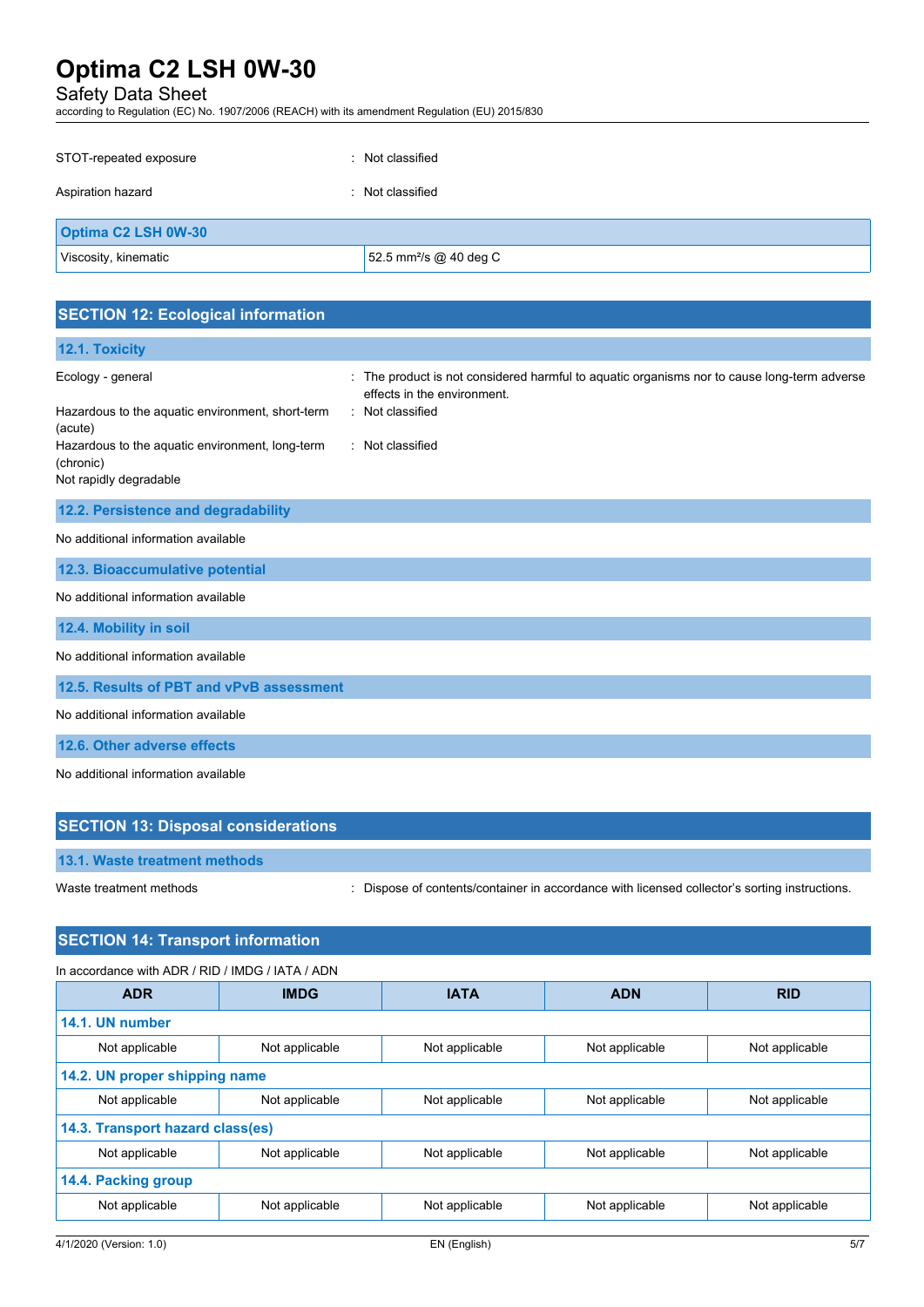STOT-repeated exposure : Not classified

Aspiration hazard : Not classified

| Optima C2 LSH 0W-30 | |
|---|---|
| Viscosity, kinematic | 52.5 $mm^2/s$ @ 40 deg C |

## SECTION 12: Ecological information

### 12.1. Toxicity

Ecology - general : The product is not considered harmful to aquatic organisms nor to cause long-term adverse effects in the environment.

Hazardous to the aquatic environment, short-term (acute) : Not classified

Hazardous to the aquatic environment, long-term (chronic) : Not classified

Not rapidly degradable

### 12.2. Persistence and degradability

No additional information available

### 12.3. Bioaccumulative potential

No additional information available

### 12.4. Mobility in soil

No additional information available

### 12.5. Results of PBT and vPvB assessment

No additional information available

### 12.6. Other adverse effects

No additional information available

## SECTION 13: Disposal considerations

### 13.1. Waste treatment methods

Waste treatment methods : Dispose of contents/container in accordance with licensed collector's sorting instructions.

## SECTION 14: Transport information

In accordance with ADR / RID / IMDG / IATA / ADN

| ADR | IMDG | IATA | ADN | RID |
|---|---|---|---|---|
| **14.1. UN number** | | | | |
| Not applicable | Not applicable | Not applicable | Not applicable | Not applicable |
| **14.2. UN proper shipping name** | | | | |
| Not applicable | Not applicable | Not applicable | Not applicable | Not applicable |
| **14.3. Transport hazard class(es)** | | | | |
| Not applicable | Not applicable | Not applicable | Not applicable | Not applicable |
| **14.4. Packing group** | | | | |
| Not applicable | Not applicable | Not applicable | Not applicable | Not applicable |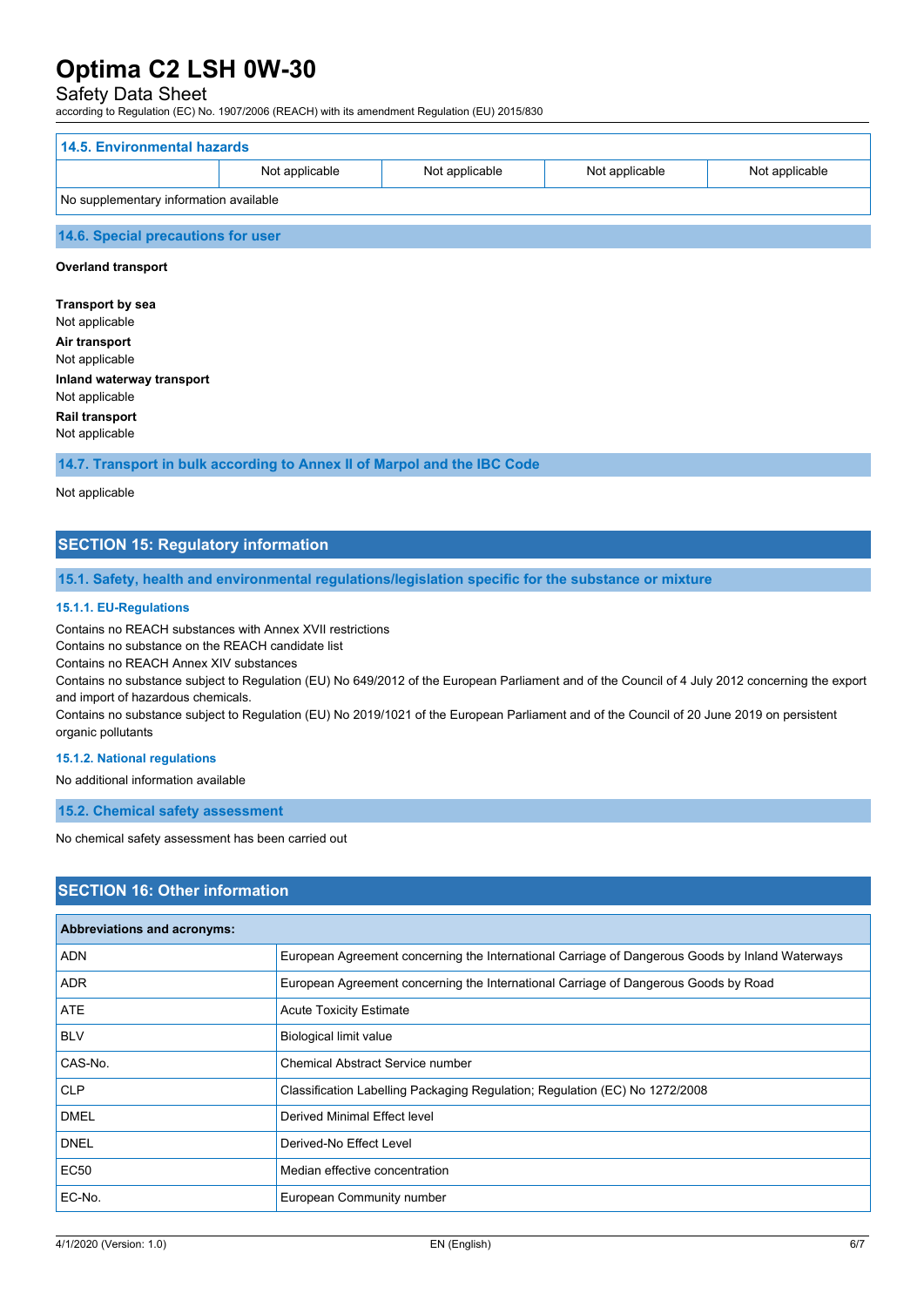| 14.5. Environmental hazards | | | | |
|---|---|---|---|---|
| | Not applicable | Not applicable | Not applicable | Not applicable |
| No supplementary information available | | | | |

### 14.6. Special precautions for user

**Overland transport**

**Transport by sea**
Not applicable

**Air transport**
Not applicable

**Inland waterway transport**
Not applicable

**Rail transport**
Not applicable

### 14.7. Transport in bulk according to Annex II of Marpol and the IBC Code

Not applicable

## SECTION 15: Regulatory information

### 15.1. Safety, health and environmental regulations/legislation specific for the substance or mixture

#### 15.1.1. EU-Regulations

Contains no REACH substances with Annex XVII restrictions
Contains no substance on the REACH candidate list
Contains no REACH Annex XIV substances
Contains no substance subject to Regulation (EU) No 649/2012 of the European Parliament and of the Council of 4 July 2012 concerning the export and import of hazardous chemicals.
Contains no substance subject to Regulation (EU) No 2019/1021 of the European Parliament and of the Council of 20 June 2019 on persistent organic pollutants

#### 15.1.2. National regulations

No additional information available

### 15.2. Chemical safety assessment

No chemical safety assessment has been carried out

## SECTION 16: Other information

| Abbreviations and acronyms: | |
|---|---|
| ADN | European Agreement concerning the International Carriage of Dangerous Goods by Inland Waterways |
| ADR | European Agreement concerning the International Carriage of Dangerous Goods by Road |
| ATE | Acute Toxicity Estimate |
| BLV | Biological limit value |
| CAS-No. | Chemical Abstract Service number |
| CLP | Classification Labelling Packaging Regulation; Regulation (EC) No 1272/2008 |
| DMEL | Derived Minimal Effect level |
| DNEL | Derived-No Effect Level |
| EC50 | Median effective concentration |
| EC-No. | European Community number |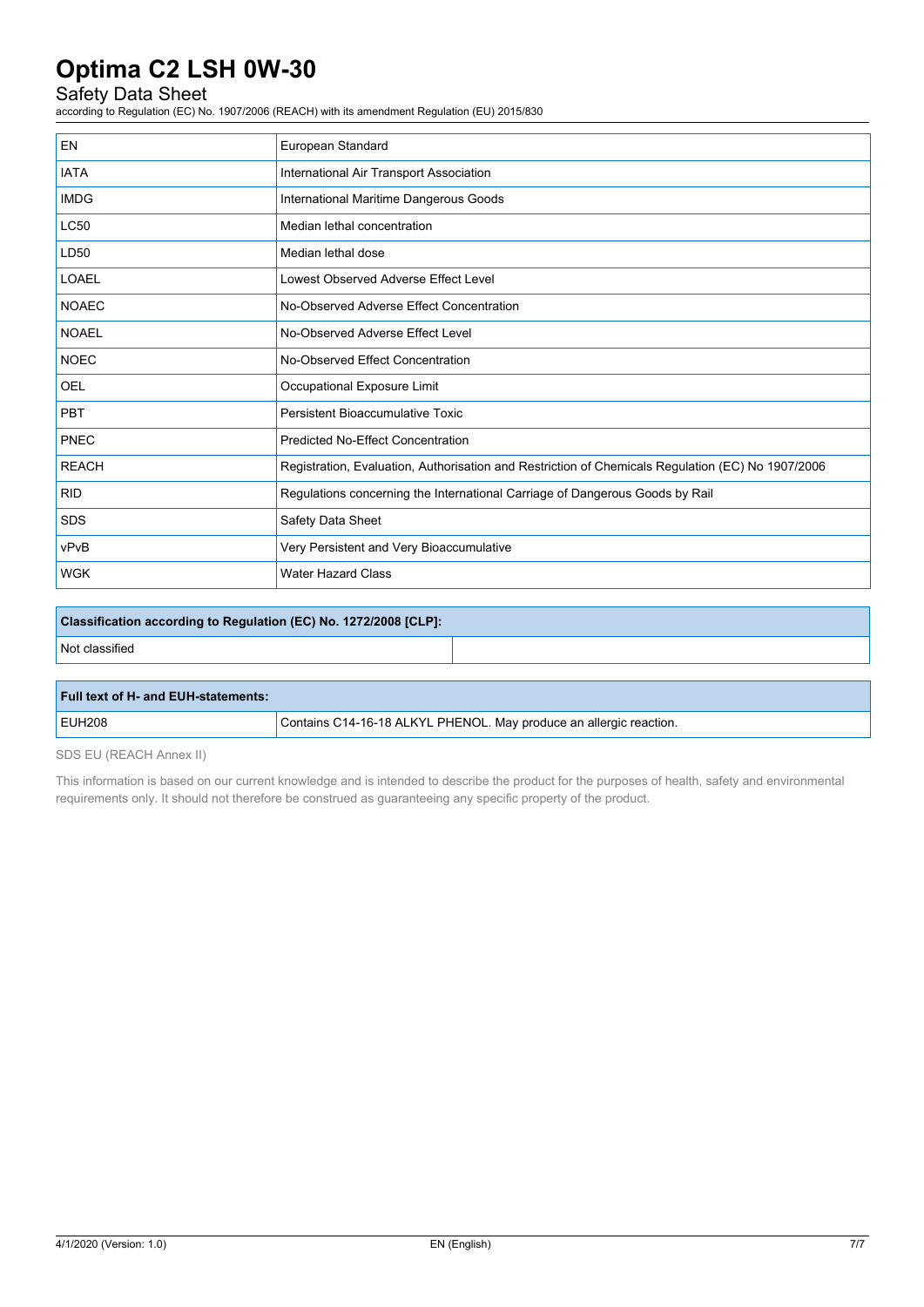| | |
|---|---|
| EN | European Standard |
| IATA | International Air Transport Association |
| IMDG | International Maritime Dangerous Goods |
| LC50 | Median lethal concentration |
| LD50 | Median lethal dose |
| LOAEL | Lowest Observed Adverse Effect Level |
| NOAEC | No-Observed Adverse Effect Concentration |
| NOAEL | No-Observed Adverse Effect Level |
| NOEC | No-Observed Effect Concentration |
| OEL | Occupational Exposure Limit |
| PBT | Persistent Bioaccumulative Toxic |
| PNEC | Predicted No-Effect Concentration |
| REACH | Registration, Evaluation, Authorisation and Restriction of Chemicals Regulation (EC) No 1907/2006 |
| RID | Regulations concerning the International Carriage of Dangerous Goods by Rail |
| SDS | Safety Data Sheet |
| vPvB | Very Persistent and Very Bioaccumulative |
| WGK | Water Hazard Class |

| **Classification according to Regulation (EC) No. 1272/2008 [CLP]:** | |
|---|---|
| Not classified | |

| **Full text of H- and EUH-statements:** | |
|---|---|
| EUH208 | Contains C14-16-18 ALKYL PHENOL. May produce an allergic reaction. |

SDS EU (REACH Annex II)

This information is based on our current knowledge and is intended to describe the product for the purposes of health, safety and environmental requirements only. It should not therefore be construed as guaranteeing any specific property of the product.